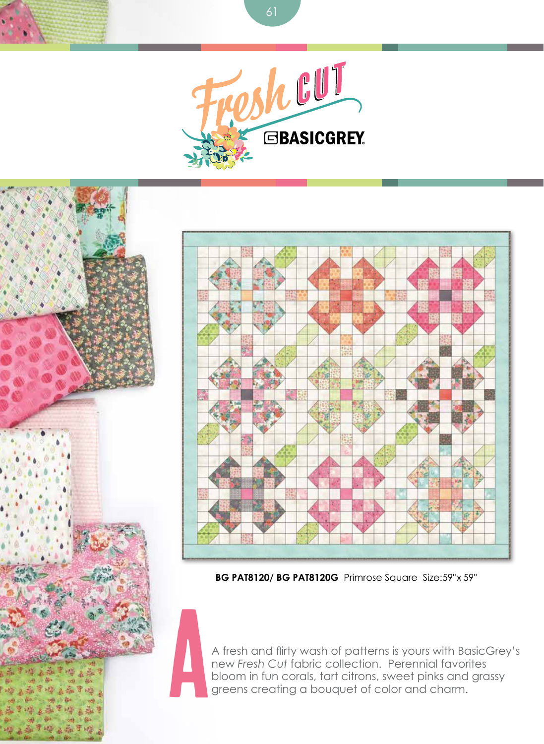# Fresh Cut

BASICGREY

**BG PAT8120/ BG PAT8120G** Primrose Square Size:59"x 59"

A fresh and flirty wash of patterns is yours with BasicGrey's new *Fresh Cut* fabric collection. Perennial favorites bloom in fun corals, tart citrons, sweet pinks and grassy greens creating a bouquet of color and charm.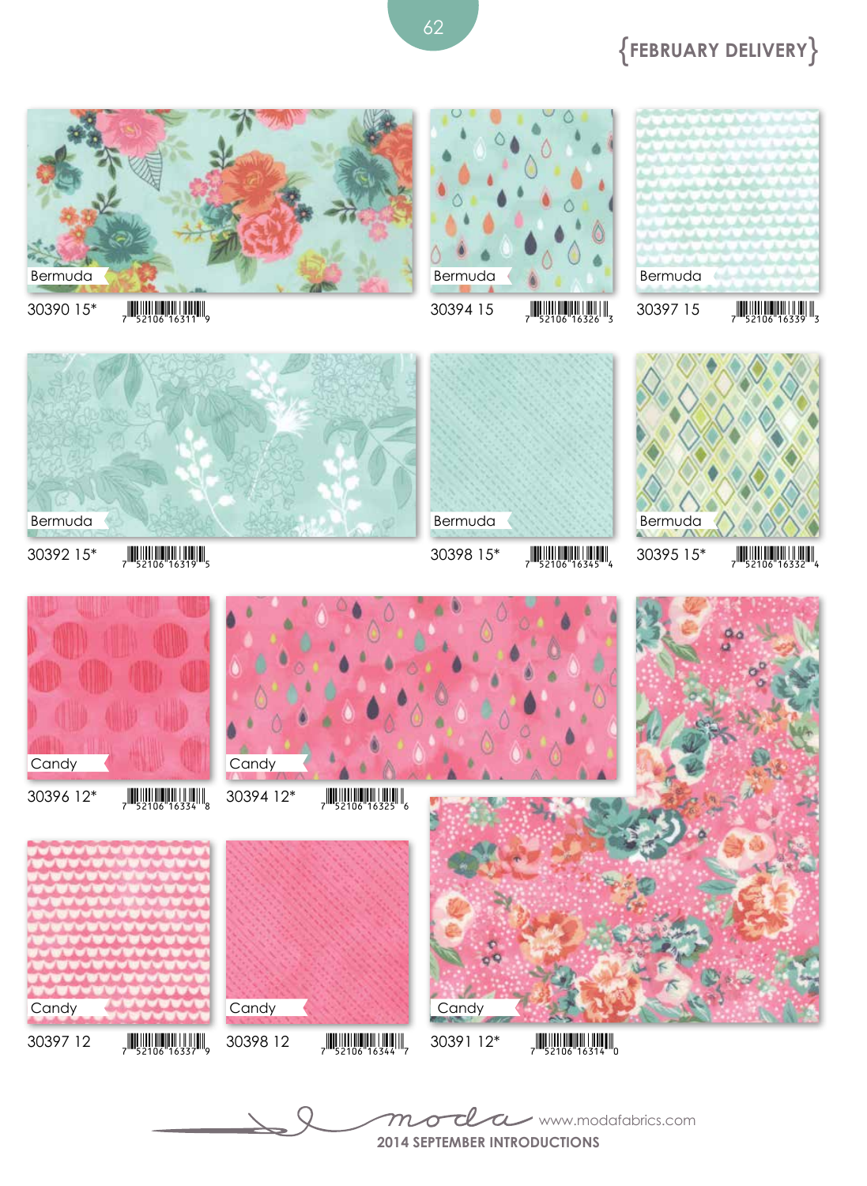{FEBRUARY DELIVERY}

Bermuda
30390 15*
7 52106 16311 9

Bermuda
30394 15
7 52106 16326 3

Bermuda
30397 15
7 52106 16339 3

Bermuda
30392 15*
7 52106 16319 5

Bermuda
30398 15*
7 52106 16345 4

Bermuda
30395 15*
7 52106 16332 4

Candy
30396 12*
7 52106 16334 8

Candy
30394 12*
7 52106 16325 6

Candy
30397 12
7 52106 16337 9

Candy
30398 12
7 52106 16344 7

Candy
30391 12*
7 52106 16314 0

moda www.modafabrics.com

2014 SEPTEMBER INTRODUCTIONS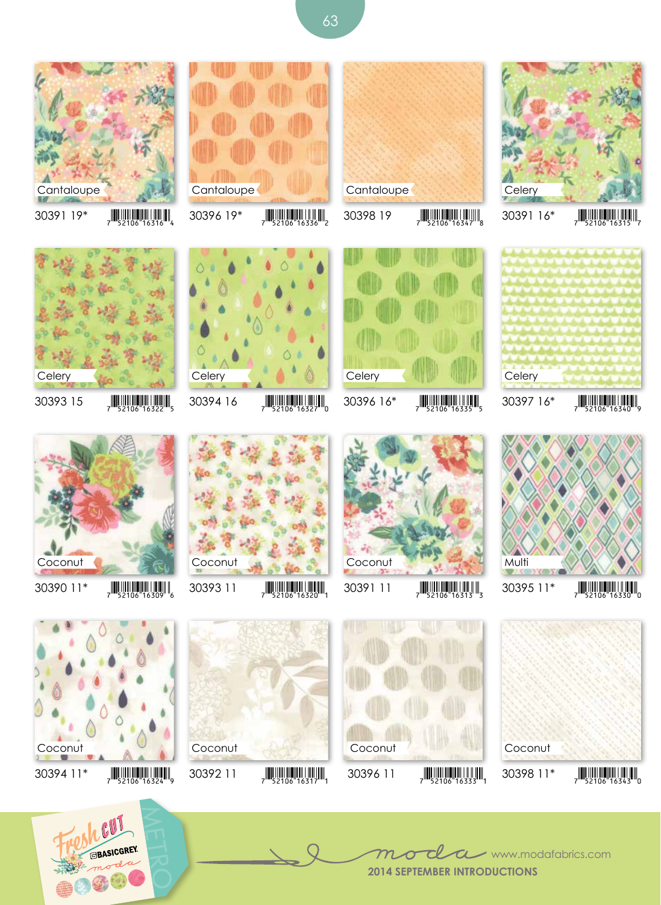| Color | Item | UPC |
|---|---|---|
| Cantaloupe | 30391 19* | 7 52106 16316 4 |
| Cantaloupe | 30396 19* | 7 52106 16336 2 |
| Cantaloupe | 30398 19 | 7 52106 16347 8 |
| Celery | 30391 16* | 7 52106 16315 7 |
| Celery | 30393 15 | 7 52106 16322 5 |
| Celery | 30394 16 | 7 52106 16327 0 |
| Celery | 30396 16* | 7 52106 16335 5 |
| Celery | 30397 16* | 7 52106 16340 9 |
| Coconut | 30390 11* | 7 52106 16309 6 |
| Coconut | 30393 11 | 7 52106 16320 1 |
| Coconut | 30391 11 | 7 52106 16313 3 |
| Multi | 30395 11* | 7 52106 16330 0 |
| Coconut | 30394 11* | 7 52106 16324 9 |
| Coconut | 30392 11 | 7 52106 16317 1 |
| Coconut | 30396 11 | 7 52106 16333 1 |
| Coconut | 30398 11* | 7 52106 16343 0 |

Fresh Cut
BASICGREY
moda
METRO

moda www.modafabrics.com

**2014 SEPTEMBER INTRODUCTIONS**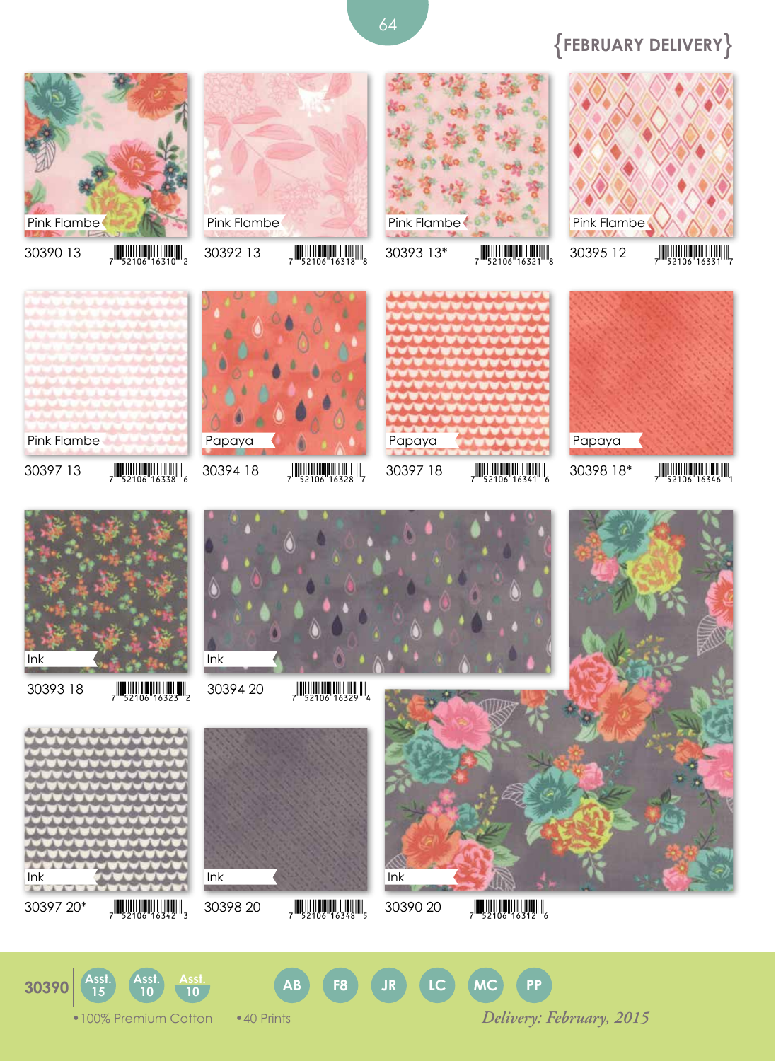## {FEBRUARY DELIVERY}

Pink Flambe
30390 13 — 7 52106 16310 2

Pink Flambe
30392 13 — 7 52106 16318 8

Pink Flambe
30393 13* — 7 52106 16321 8

Pink Flambe
30395 12 — 7 52106 16331 7

Pink Flambe
30397 13 — 7 52106 16338 6

Papaya
30394 18 — 7 52106 16328 7

Papaya
30397 18 — 7 52106 16341 6

Papaya
30398 18* — 7 52106 16346 1

Ink
30393 18 — 7 52106 16323 2

Ink
30394 20 — 7 52106 16329 4

Ink
30397 20* — 7 52106 16342 3

Ink
30398 20 — 7 52106 16348 5

Ink
30390 20 — 7 52106 16312 6

**30390** | Asst. 15 | Asst. 10 | Asst. 10 | AB | F8 | JR | LC | MC | PP

• 100% Premium Cotton • 40 Prints

*Delivery: February, 2015*